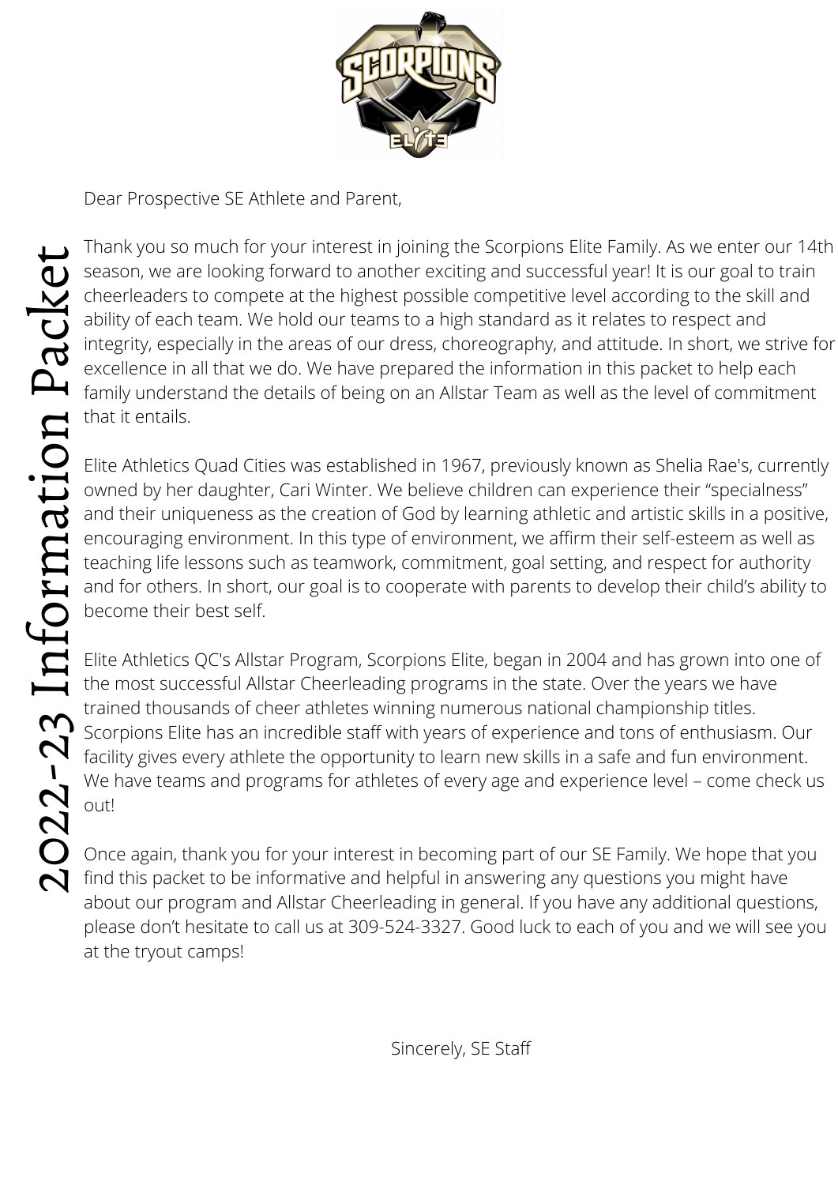# 2022-23 Information Packet

Dear Prospective SE Athlete and Parent,

Thank you so much for your interest in joining the Scorpions Elite Family. As we enter our 14th season, we are looking forward to another exciting and successful year! It is our goal to train cheerleaders to compete at the highest possible competitive level according to the skill and ability of each team. We hold our teams to a high standard as it relates to respect and integrity, especially in the areas of our dress, choreography, and attitude. In short, we strive for excellence in all that we do. We have prepared the information in this packet to help each family understand the details of being on an Allstar Team as well as the level of commitment that it entails.

Elite Athletics Quad Cities was established in 1967, previously known as Shelia Rae's, currently owned by her daughter, Cari Winter. We believe children can experience their "specialness" and their uniqueness as the creation of God by learning athletic and artistic skills in a positive, encouraging environment. In this type of environment, we affirm their self-esteem as well as teaching life lessons such as teamwork, commitment, goal setting, and respect for authority and for others. In short, our goal is to cooperate with parents to develop their child's ability to become their best self.

Elite Athletics QC's Allstar Program, Scorpions Elite, began in 2004 and has grown into one of the most successful Allstar Cheerleading programs in the state. Over the years we have trained thousands of cheer athletes winning numerous national championship titles. Scorpions Elite has an incredible staff with years of experience and tons of enthusiasm. Our facility gives every athlete the opportunity to learn new skills in a safe and fun environment. We have teams and programs for athletes of every age and experience level – come check us out!

Once again, thank you for your interest in becoming part of our SE Family. We hope that you find this packet to be informative and helpful in answering any questions you might have about our program and Allstar Cheerleading in general. If you have any additional questions, please don't hesitate to call us at 309-524-3327. Good luck to each of you and we will see you at the tryout camps!

Sincerely, SE Staff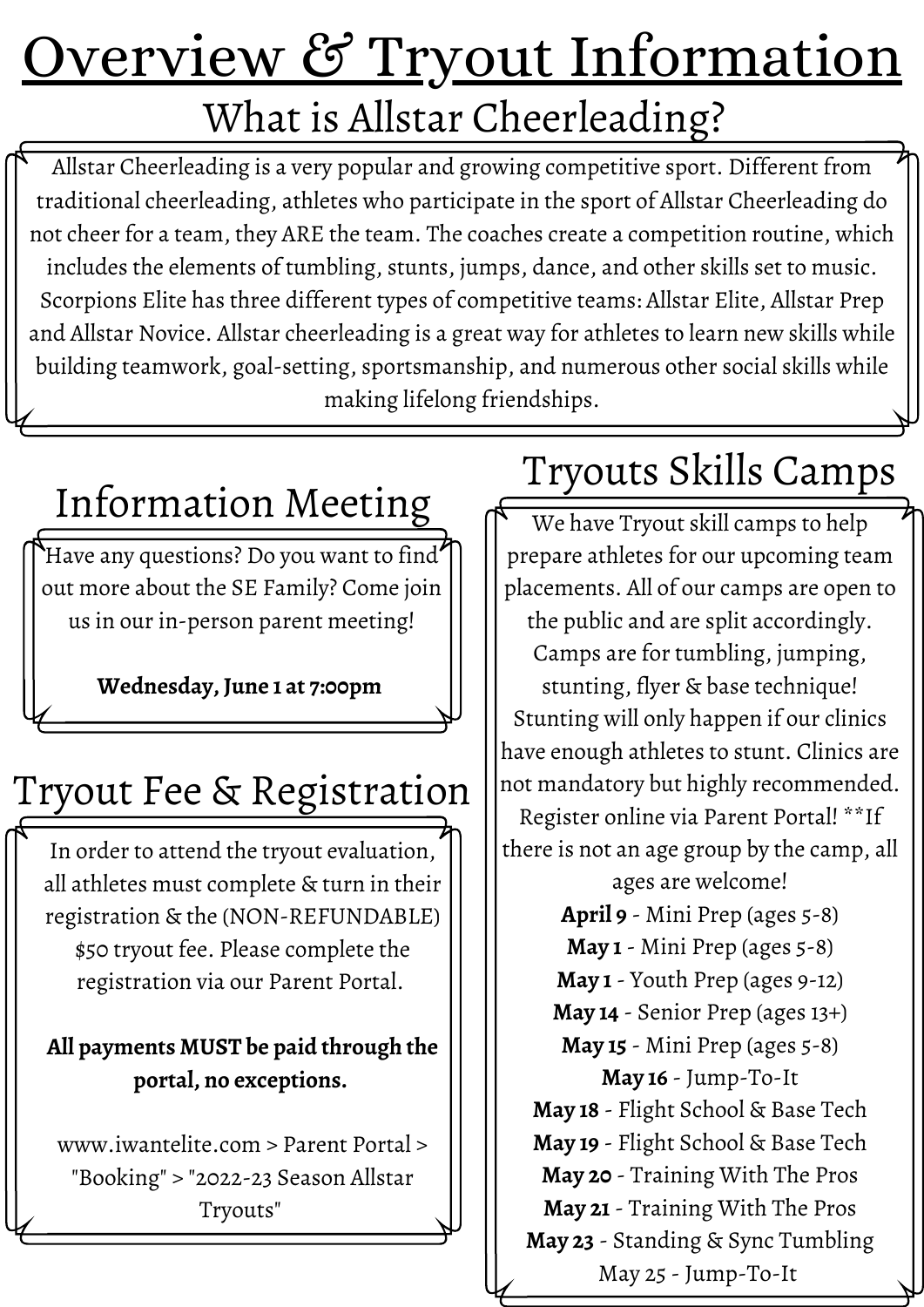# Overview & Tryout Information

## What is Allstar Cheerleading?

Allstar Cheerleading is a very popular and growing competitive sport. Different from traditional cheerleading, athletes who participate in the sport of Allstar Cheerleading do not cheer for a team, they ARE the team. The coaches create a competition routine, which includes the elements of tumbling, stunts, jumps, dance, and other skills set to music. Scorpions Elite has three different types of competitive teams: Allstar Elite, Allstar Prep and Allstar Novice. Allstar cheerleading is a great way for athletes to learn new skills while building teamwork, goal-setting, sportsmanship, and numerous other social skills while making lifelong friendships.

## Information Meeting

Have any questions? Do you want to find out more about the SE Family? Come join us in our in-person parent meeting!

**Wednesday, June 1 at 7:00pm**

## Tryout Fee & Registration

In order to attend the tryout evaluation, all athletes must complete & turn in their registration & the (NON-REFUNDABLE) $50 tryout fee. Please complete the registration via our Parent Portal.

**All payments MUST be paid through the portal, no exceptions.**

www.iwantelite.com > Parent Portal > "Booking" > "2022-23 Season Allstar Tryouts"

## Tryouts Skills Camps

We have Tryout skill camps to help prepare athletes for our upcoming team placements. All of our camps are open to the public and are split accordingly. Camps are for tumbling, jumping, stunting, flyer & base technique! Stunting will only happen if our clinics have enough athletes to stunt. Clinics are not mandatory but highly recommended. Register online via Parent Portal! **If there is not an age group by the camp, all ages are welcome!

**April 9** - Mini Prep (ages 5-8)
**May 1** - Mini Prep (ages 5-8)
**May 1** - Youth Prep (ages 9-12)
**May 14** - Senior Prep (ages 13+)
**May 15** - Mini Prep (ages 5-8)
**May 16** - Jump-To-It
**May 18** - Flight School & Base Tech
**May 19** - Flight School & Base Tech
**May 20** - Training With The Pros
**May 21** - Training With The Pros
**May 23** - Standing & Sync Tumbling
May 25 - Jump-To-It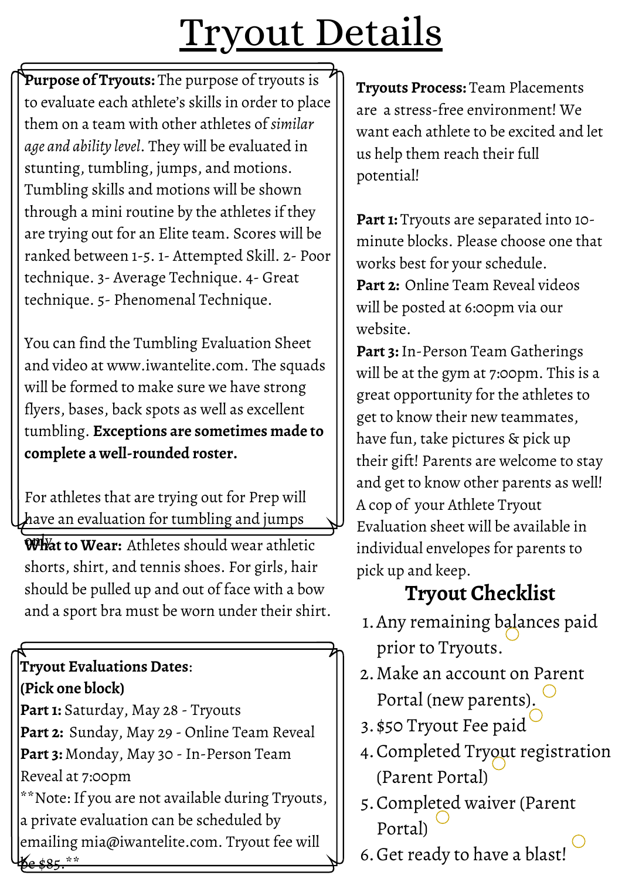# Tryout Details

**Purpose of Tryouts:** The purpose of tryouts is to evaluate each athlete's skills in order to place them on a team with other athletes of *similar age and ability level*. They will be evaluated in stunting, tumbling, jumps, and motions. Tumbling skills and motions will be shown through a mini routine by the athletes if they are trying out for an Elite team. Scores will be ranked between 1-5. 1- Attempted Skill. 2- Poor technique. 3- Average Technique. 4- Great technique. 5- Phenomenal Technique.

You can find the Tumbling Evaluation Sheet and video at www.iwantelite.com. The squads will be formed to make sure we have strong flyers, bases, back spots as well as excellent tumbling. **Exceptions are sometimes made to complete a well-rounded roster.**

For athletes that are trying out for Prep will have an evaluation for tumbling and jumps only.

**What to Wear:** Athletes should wear athletic shorts, shirt, and tennis shoes. For girls, hair should be pulled up and out of face with a bow and a sport bra must be worn under their shirt.

**Tryout Evaluations Dates:**
**(Pick one block)**
**Part 1:** Saturday, May 28 - Tryouts
**Part 2:** Sunday, May 29 - Online Team Reveal
**Part 3:** Monday, May 30 - In-Person Team Reveal at 7:00pm
**Note: If you are not available during Tryouts, a private evaluation can be scheduled by emailing mia@iwantelite.com. Tryout fee will be $85.**

**Tryouts Process:** Team Placements are a stress-free environment! We want each athlete to be excited and let us help them reach their full potential!

**Part 1:** Tryouts are separated into 10-minute blocks. Please choose one that works best for your schedule.
**Part 2:** Online Team Reveal videos will be posted at 6:00pm via our website.
**Part 3:** In-Person Team Gatherings will be at the gym at 7:00pm. This is a great opportunity for the athletes to get to know their new teammates, have fun, take pictures & pick up their gift! Parents are welcome to stay and get to know other parents as well! A cop of your Athlete Tryout Evaluation sheet will be available in individual envelopes for parents to pick up and keep.

## Tryout Checklist

1. Any remaining balances paid prior to Tryouts.
2. Make an account on Parent Portal (new parents).
3. $50 Tryout Fee paid
4. Completed Tryout registration (Parent Portal)
5. Completed waiver (Parent Portal)
6. Get ready to have a blast!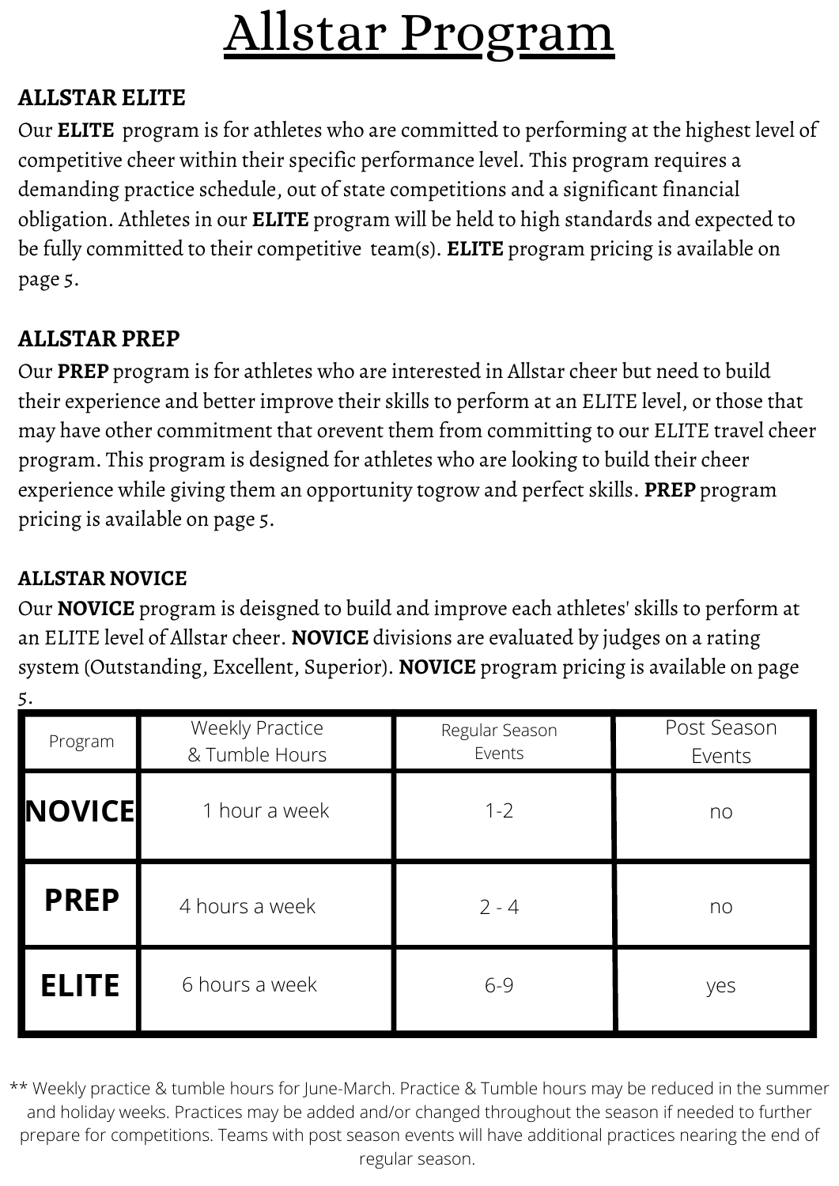# Allstar Program

### ALLSTAR ELITE

Our **ELITE** program is for athletes who are committed to performing at the highest level of competitive cheer within their specific performance level. This program requires a demanding practice schedule, out of state competitions and a significant financial obligation. Athletes in our **ELITE** program will be held to high standards and expected to be fully committed to their competitive team(s). **ELITE** program pricing is available on page 5.

### ALLSTAR PREP

Our **PREP** program is for athletes who are interested in Allstar cheer but need to build their experience and better improve their skills to perform at an ELITE level, or those that may have other commitment that orevent them from committing to our ELITE travel cheer program. This program is designed for athletes who are looking to build their cheer experience while giving them an opportunity togrow and perfect skills. **PREP** program pricing is available on page 5.

### ALLSTAR NOVICE

Our **NOVICE** program is deisgned to build and improve each athletes' skills to perform at an ELITE level of Allstar cheer. **NOVICE** divisions are evaluated by judges on a rating system (Outstanding, Excellent, Superior). **NOVICE** program pricing is available on page 5.

| Program | Weekly Practice & Tumble Hours | Regular Season Events | Post Season Events |
|---|---|---|---|
| **NOVICE** | 1 hour a week | 1-2 | no |
| **PREP** | 4 hours a week | 2 - 4 | no |
| **ELITE** | 6 hours a week | 6-9 | yes |

** Weekly practice & tumble hours for June-March. Practice & Tumble hours may be reduced in the summer and holiday weeks. Practices may be added and/or changed throughout the season if needed to further prepare for competitions. Teams with post season events will have additional practices nearing the end of regular season.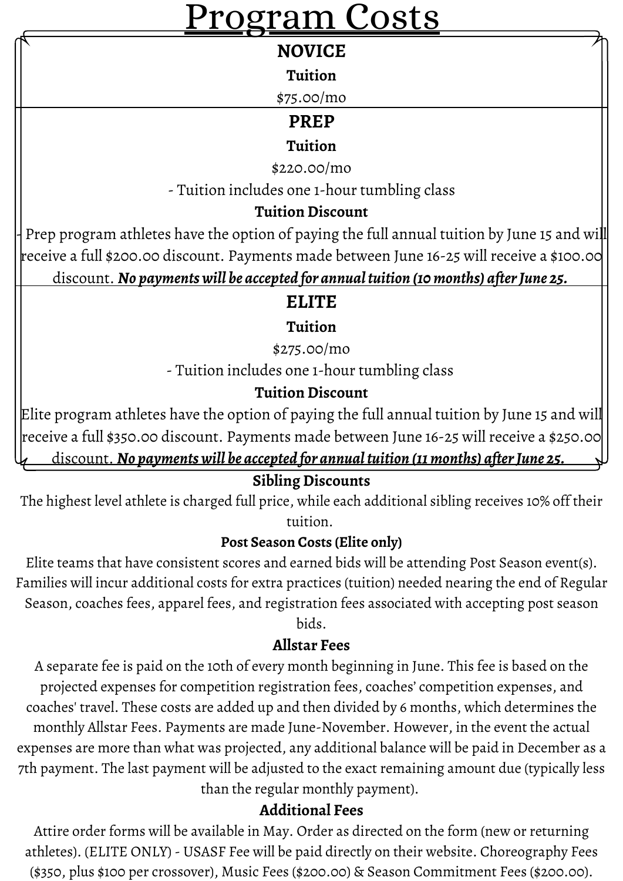# Program Costs

## NOVICE

**Tuition**

$75.00/mo

## PREP

**Tuition**

$220.00/mo

- Tuition includes one 1-hour tumbling class

**Tuition Discount**

- Prep program athletes have the option of paying the full annual tuition by June 15 and will receive a full $200.00 discount. Payments made between June 16-25 will receive a $100.00 discount. ***No payments will be accepted for annual tuition (10 months) after June 25.***

## ELITE

**Tuition**

$275.00/mo

- Tuition includes one 1-hour tumbling class

**Tuition Discount**

Elite program athletes have the option of paying the full annual tuition by June 15 and will receive a full $350.00 discount. Payments made between June 16-25 will receive a $250.00 discount. ***No payments will be accepted for annual tuition (11 months) after June 25.***

### Sibling Discounts

The highest level athlete is charged full price, while each additional sibling receives 10% off their tuition.

### Post Season Costs (Elite only)

Elite teams that have consistent scores and earned bids will be attending Post Season event(s). Families will incur additional costs for extra practices (tuition) needed nearing the end of Regular Season, coaches fees, apparel fees, and registration fees associated with accepting post season bids.

### Allstar Fees

A separate fee is paid on the 10th of every month beginning in June. This fee is based on the projected expenses for competition registration fees, coaches' competition expenses, and coaches' travel. These costs are added up and then divided by 6 months, which determines the monthly Allstar Fees. Payments are made June-November. However, in the event the actual expenses are more than what was projected, any additional balance will be paid in December as a 7th payment. The last payment will be adjusted to the exact remaining amount due (typically less than the regular monthly payment).

### Additional Fees

Attire order forms will be available in May. Order as directed on the form (new or returning athletes). (ELITE ONLY) - USASF Fee will be paid directly on their website. Choreography Fees ($350, plus $100 per crossover), Music Fees ($200.00) & Season Commitment Fees ($200.00).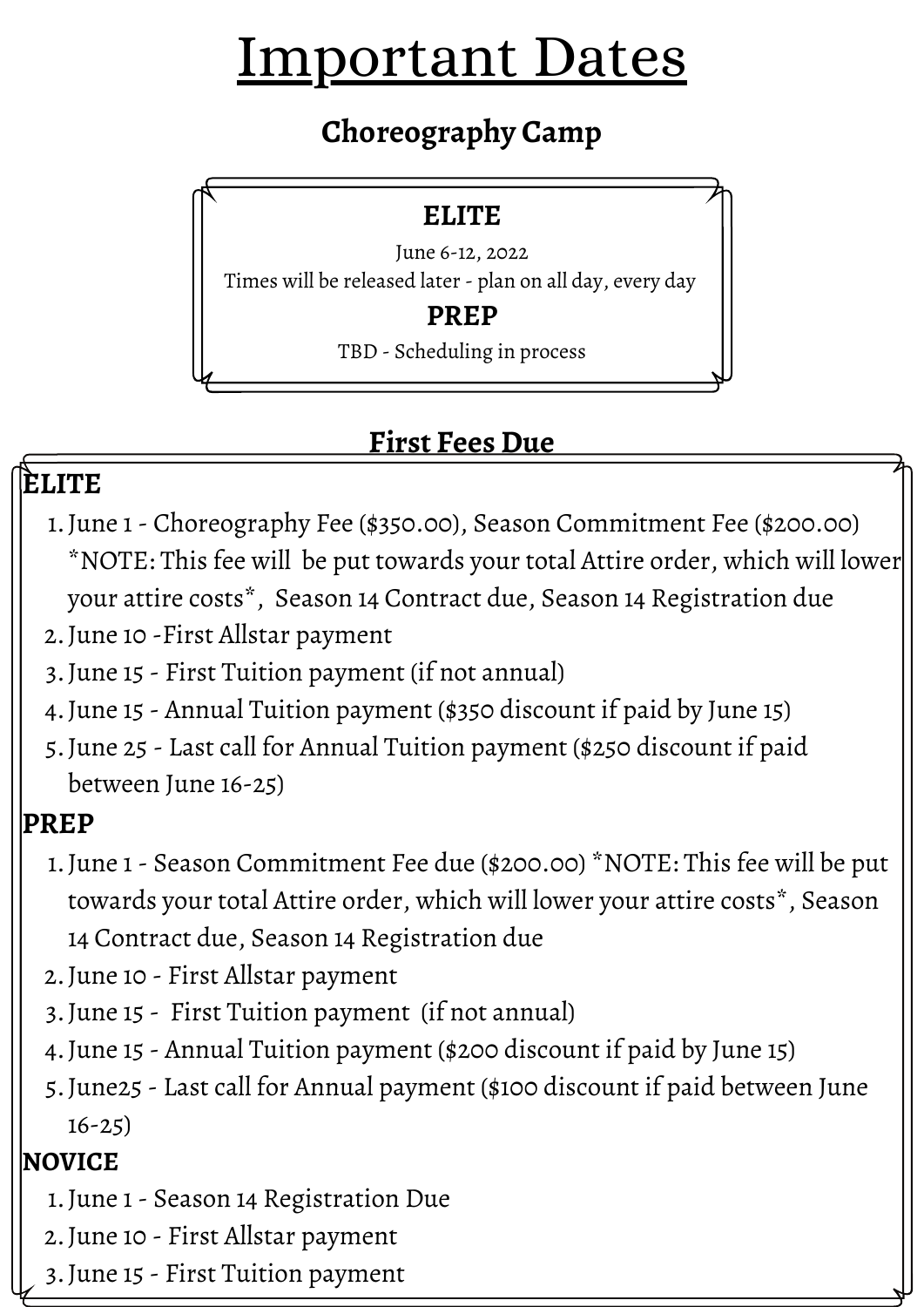# Important Dates

## Choreography Camp

### ELITE

June 6-12, 2022

Times will be released later - plan on all day, every day

### PREP

TBD - Scheduling in process

## First Fees Due

### ELITE

1. June 1 - Choreography Fee ($350.00), Season Commitment Fee ($200.00) *NOTE: This fee will be put towards your total Attire order, which will lower your attire costs*, Season 14 Contract due, Season 14 Registration due
2. June 10 -First Allstar payment
3. June 15 - First Tuition payment (if not annual)
4. June 15 - Annual Tuition payment ($350 discount if paid by June 15)
5. June 25 - Last call for Annual Tuition payment ($250 discount if paid between June 16-25)

### PREP

1. June 1 - Season Commitment Fee due ($200.00) *NOTE: This fee will be put towards your total Attire order, which will lower your attire costs*, Season 14 Contract due, Season 14 Registration due
2. June 10 - First Allstar payment
3. June 15 - First Tuition payment (if not annual)
4. June 15 - Annual Tuition payment ($200 discount if paid by June 15)
5. June25 - Last call for Annual payment ($100 discount if paid between June 16-25)

### NOVICE

1. June 1 - Season 14 Registration Due
2. June 10 - First Allstar payment
3. June 15 - First Tuition payment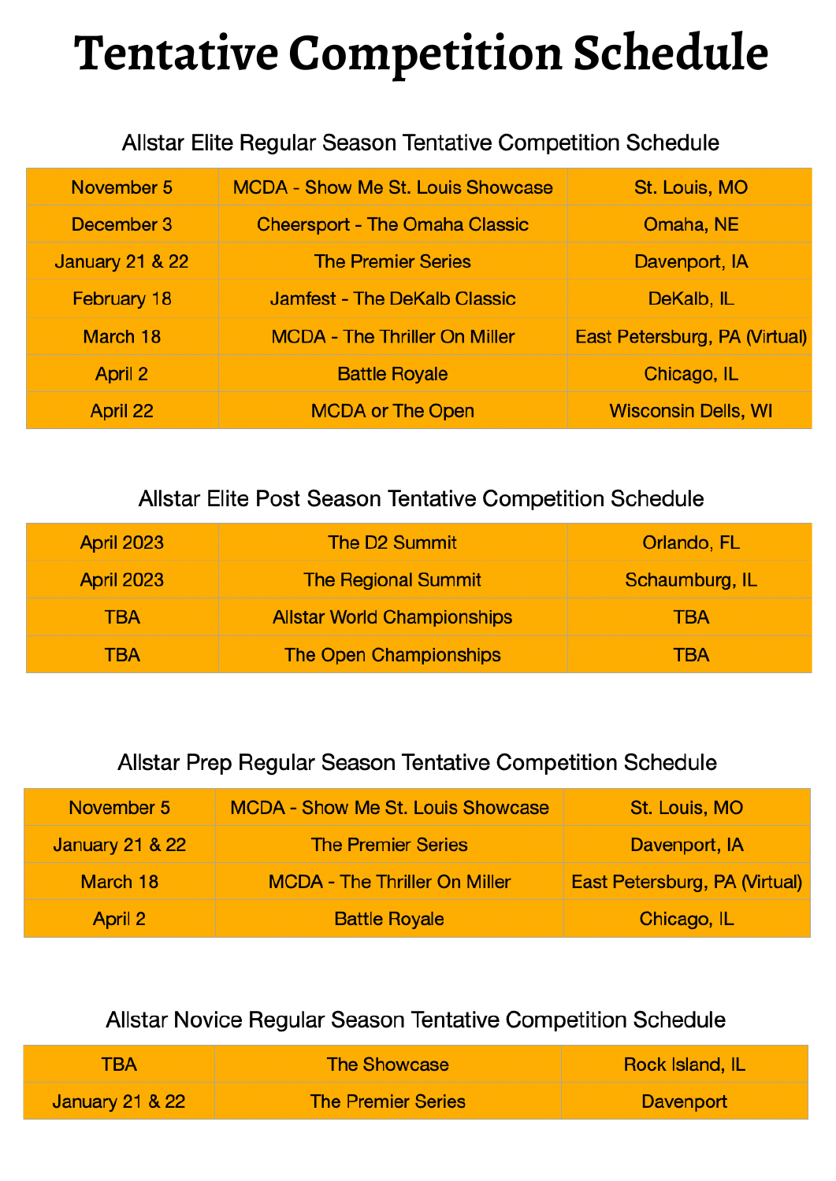# Tentative Competition Schedule

## Allstar Elite Regular Season Tentative Competition Schedule

| | | |
|---|---|---|
| November 5 | MCDA - Show Me St. Louis Showcase | St. Louis, MO |
| December 3 | Cheersport - The Omaha Classic | Omaha, NE |
| January 21 & 22 | The Premier Series | Davenport, IA |
| February 18 | Jamfest - The DeKalb Classic | DeKalb, IL |
| March 18 | MCDA - The Thriller On Miller | East Petersburg, PA (Virtual) |
| April 2 | Battle Royale | Chicago, IL |
| April 22 | MCDA or The Open | Wisconsin Dells, WI |

## Allstar Elite Post Season Tentative Competition Schedule

| | | |
|---|---|---|
| April 2023 | The D2 Summit | Orlando, FL |
| April 2023 | The Regional Summit | Schaumburg, IL |
| TBA | Allstar World Championships | TBA |
| TBA | The Open Championships | TBA |

## Allstar Prep Regular Season Tentative Competition Schedule

| | | |
|---|---|---|
| November 5 | MCDA - Show Me St. Louis Showcase | St. Louis, MO |
| January 21 & 22 | The Premier Series | Davenport, IA |
| March 18 | MCDA - The Thriller On Miller | East Petersburg, PA (Virtual) |
| April 2 | Battle Royale | Chicago, IL |

## Allstar Novice Regular Season Tentative Competition Schedule

| | | |
|---|---|---|
| TBA | The Showcase | Rock Island, IL |
| January 21 & 22 | The Premier Series | Davenport |